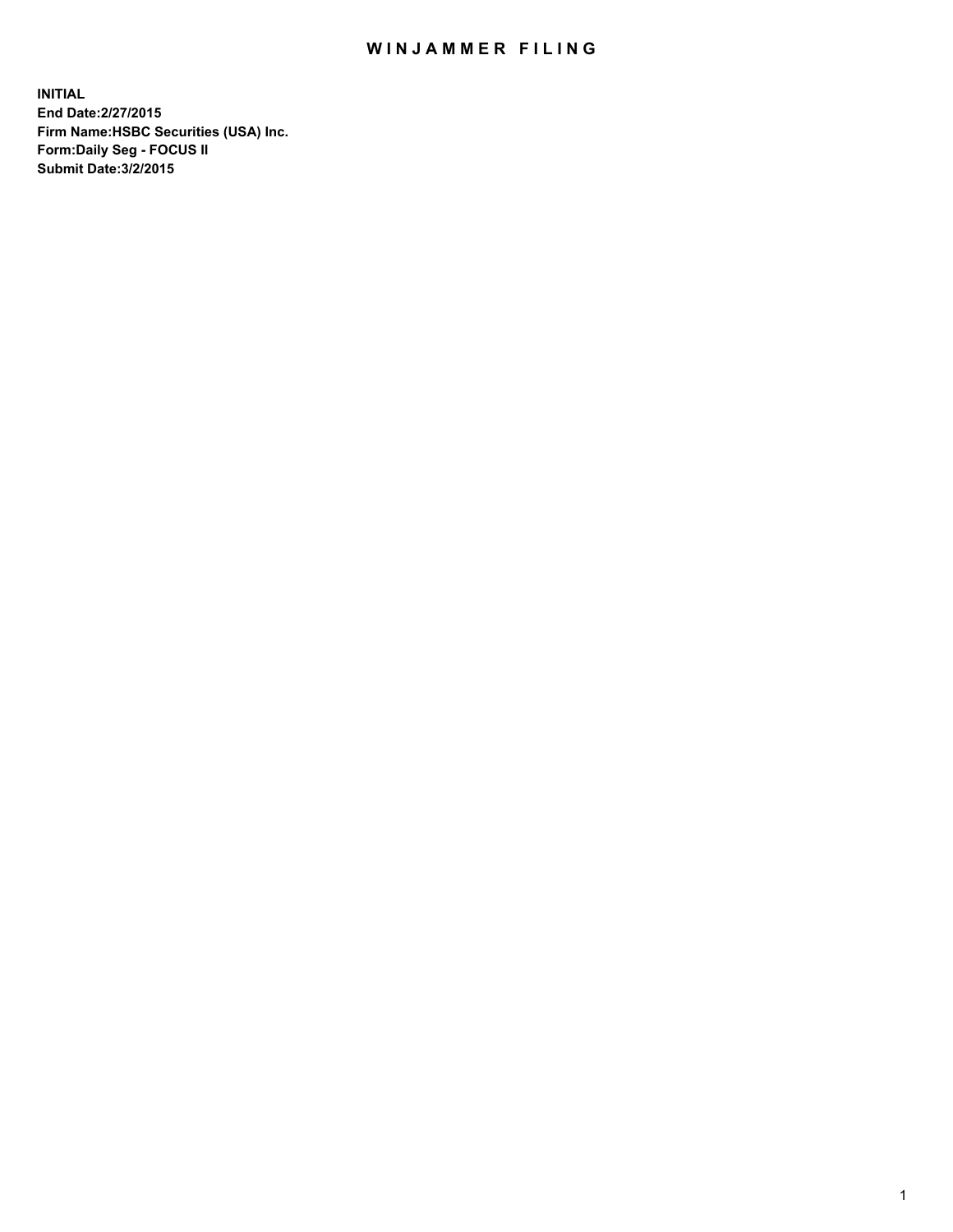# WINJAMMER FILING

**INITIAL**
**End Date:2/27/2015**
**Firm Name:HSBC Securities (USA) Inc.**
**Form:Daily Seg - FOCUS II**
**Submit Date:3/2/2015**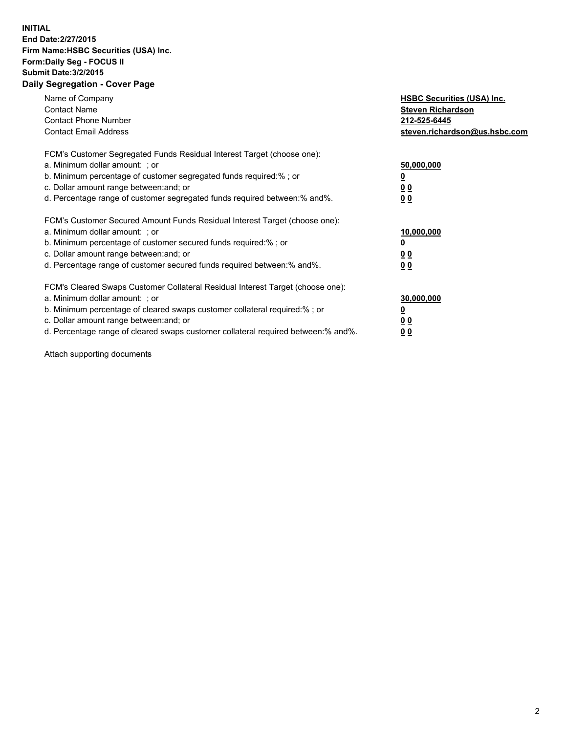**INITIAL**
**End Date:2/27/2015**
**Firm Name:HSBC Securities (USA) Inc.**
**Form:Daily Seg - FOCUS II**
**Submit Date:3/2/2015**

## Daily Segregation - Cover Page

| | |
|---|---|
| Name of Company | **HSBC Securities (USA) Inc.** |
| Contact Name | **Steven Richardson** |
| Contact Phone Number | **212-525-6445** |
| Contact Email Address | **steven.richardson@us.hsbc.com** |

FCM's Customer Segregated Funds Residual Interest Target (choose one):

| | |
|---|---|
| a. Minimum dollar amount: ; or | **50,000,000** |
| b. Minimum percentage of customer segregated funds required:% ; or | **0** |
| c. Dollar amount range between:and; or | **0 0** |
| d. Percentage range of customer segregated funds required between:% and%. | **0 0** |

FCM's Customer Secured Amount Funds Residual Interest Target (choose one):

| | |
|---|---|
| a. Minimum dollar amount: ; or | **10,000,000** |
| b. Minimum percentage of customer secured funds required:% ; or | **0** |
| c. Dollar amount range between:and; or | **0 0** |
| d. Percentage range of customer secured funds required between:% and%. | **0 0** |

FCM's Cleared Swaps Customer Collateral Residual Interest Target (choose one):

| | |
|---|---|
| a. Minimum dollar amount: ; or | **30,000,000** |
| b. Minimum percentage of cleared swaps customer collateral required:% ; or | **0** |
| c. Dollar amount range between:and; or | **0 0** |
| d. Percentage range of cleared swaps customer collateral required between:% and%. | **0 0** |

Attach supporting documents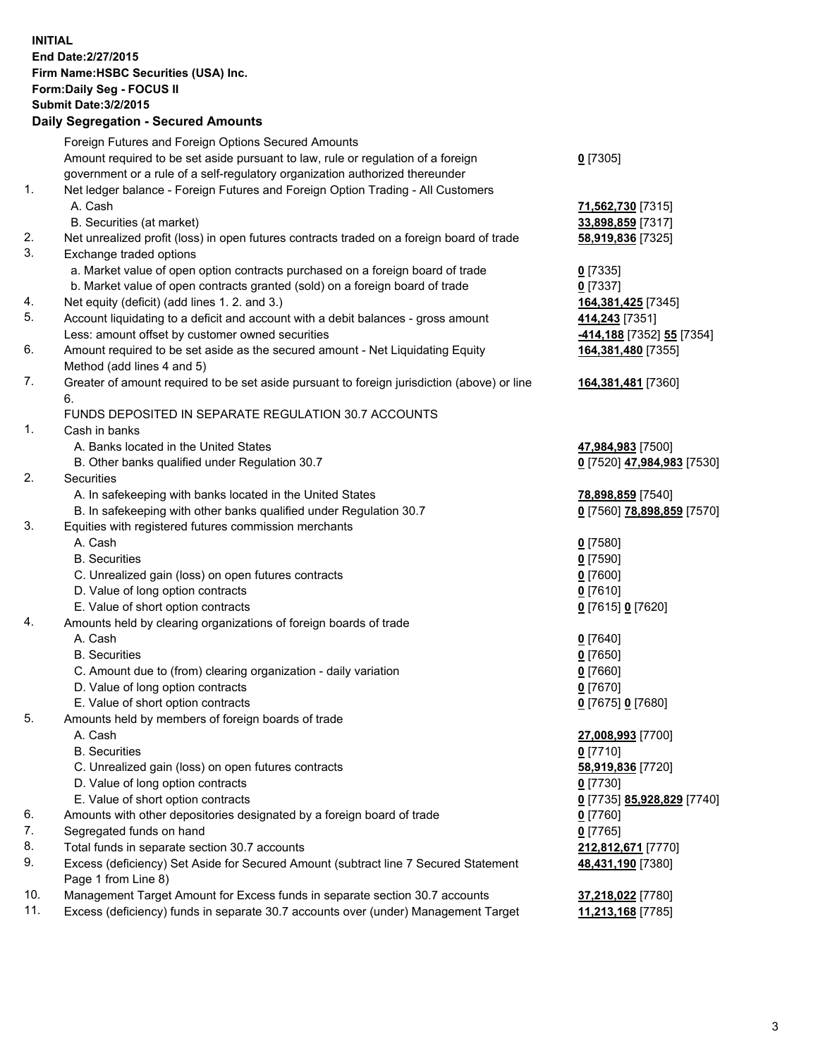**INITIAL**
**End Date:2/27/2015**
**Firm Name:HSBC Securities (USA) Inc.**
**Form:Daily Seg - FOCUS II**
**Submit Date:3/2/2015**

## Daily Segregation - Secured Amounts

| | | |
|---|---|---|
| | Foreign Futures and Foreign Options Secured Amounts | |
| | Amount required to be set aside pursuant to law, rule or regulation of a foreign government or a rule of a self-regulatory organization authorized thereunder | **0** [7305] |
| 1. | Net ledger balance - Foreign Futures and Foreign Option Trading - All Customers | |
| | A. Cash | **71,562,730** [7315] |
| | B. Securities (at market) | **33,898,859** [7317] |
| 2. | Net unrealized profit (loss) in open futures contracts traded on a foreign board of trade | **58,919,836** [7325] |
| 3. | Exchange traded options | |
| | a. Market value of open option contracts purchased on a foreign board of trade | **0** [7335] |
| | b. Market value of open contracts granted (sold) on a foreign board of trade | **0** [7337] |
| 4. | Net equity (deficit) (add lines 1. 2. and 3.) | **164,381,425** [7345] |
| 5. | Account liquidating to a deficit and account with a debit balances - gross amount | **414,243** [7351] |
| | Less: amount offset by customer owned securities | **-414,188** [7352] **55** [7354] |
| 6. | Amount required to be set aside as the secured amount - Net Liquidating Equity Method (add lines 4 and 5) | **164,381,480** [7355] |
| 7. | Greater of amount required to be set aside pursuant to foreign jurisdiction (above) or line 6. | **164,381,481** [7360] |
| | FUNDS DEPOSITED IN SEPARATE REGULATION 30.7 ACCOUNTS | |
| 1. | Cash in banks | |
| | A. Banks located in the United States | **47,984,983** [7500] |
| | B. Other banks qualified under Regulation 30.7 | **0** [7520] **47,984,983** [7530] |
| 2. | Securities | |
| | A. In safekeeping with banks located in the United States | **78,898,859** [7540] |
| | B. In safekeeping with other banks qualified under Regulation 30.7 | **0** [7560] **78,898,859** [7570] |
| 3. | Equities with registered futures commission merchants | |
| | A. Cash | **0** [7580] |
| | B. Securities | **0** [7590] |
| | C. Unrealized gain (loss) on open futures contracts | **0** [7600] |
| | D. Value of long option contracts | **0** [7610] |
| | E. Value of short option contracts | **0** [7615] **0** [7620] |
| 4. | Amounts held by clearing organizations of foreign boards of trade | |
| | A. Cash | **0** [7640] |
| | B. Securities | **0** [7650] |
| | C. Amount due to (from) clearing organization - daily variation | **0** [7660] |
| | D. Value of long option contracts | **0** [7670] |
| | E. Value of short option contracts | **0** [7675] **0** [7680] |
| 5. | Amounts held by members of foreign boards of trade | |
| | A. Cash | **27,008,993** [7700] |
| | B. Securities | **0** [7710] |
| | C. Unrealized gain (loss) on open futures contracts | **58,919,836** [7720] |
| | D. Value of long option contracts | **0** [7730] |
| | E. Value of short option contracts | **0** [7735] **85,928,829** [7740] |
| 6. | Amounts with other depositories designated by a foreign board of trade | **0** [7760] |
| 7. | Segregated funds on hand | **0** [7765] |
| 8. | Total funds in separate section 30.7 accounts | **212,812,671** [7770] |
| 9. | Excess (deficiency) Set Aside for Secured Amount (subtract line 7 Secured Statement Page 1 from Line 8) | **48,431,190** [7380] |
| 10. | Management Target Amount for Excess funds in separate section 30.7 accounts | **37,218,022** [7780] |
| 11. | Excess (deficiency) funds in separate 30.7 accounts over (under) Management Target | **11,213,168** [7785] |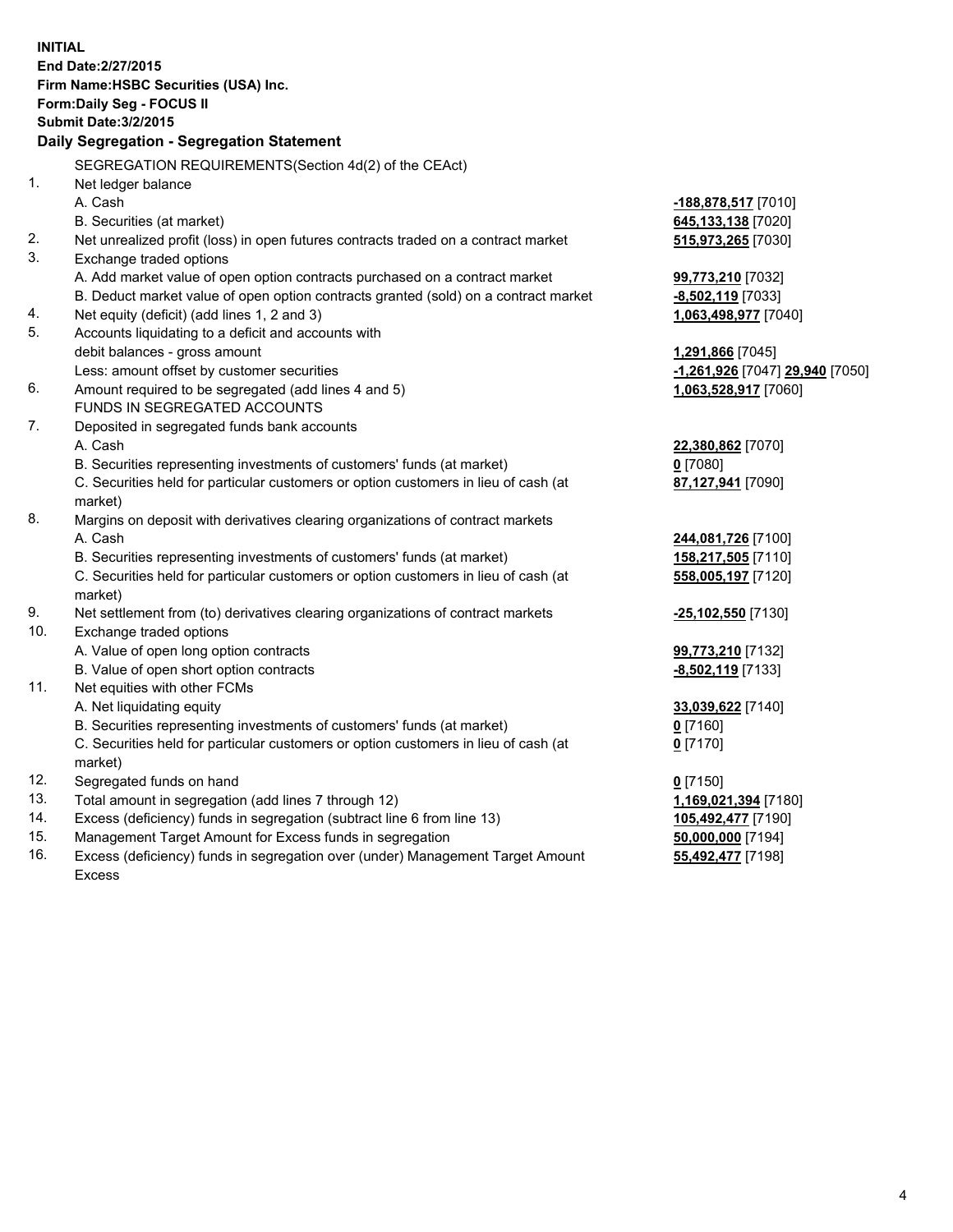**INITIAL**
**End Date:2/27/2015**
**Firm Name:HSBC Securities (USA) Inc.**
**Form:Daily Seg - FOCUS II**
**Submit Date:3/2/2015**

## Daily Segregation - Segregation Statement

SEGREGATION REQUIREMENTS(Section 4d(2) of the CEAct)

| | | |
|---|---|---|
| 1. | Net ledger balance | |
| | A. Cash | **-188,878,517** [7010] |
| | B. Securities (at market) | **645,133,138** [7020] |
| 2. | Net unrealized profit (loss) in open futures contracts traded on a contract market | **515,973,265** [7030] |
| 3. | Exchange traded options | |
| | A. Add market value of open option contracts purchased on a contract market | **99,773,210** [7032] |
| | B. Deduct market value of open option contracts granted (sold) on a contract market | **-8,502,119** [7033] |
| 4. | Net equity (deficit) (add lines 1, 2 and 3) | **1,063,498,977** [7040] |
| 5. | Accounts liquidating to a deficit and accounts with | |
| | debit balances - gross amount | **1,291,866** [7045] |
| | Less: amount offset by customer securities | **-1,261,926** [7047] **29,940** [7050] |
| 6. | Amount required to be segregated (add lines 4 and 5) | **1,063,528,917** [7060] |
| | FUNDS IN SEGREGATED ACCOUNTS | |
| 7. | Deposited in segregated funds bank accounts | |
| | A. Cash | **22,380,862** [7070] |
| | B. Securities representing investments of customers' funds (at market) | **0** [7080] |
| | C. Securities held for particular customers or option customers in lieu of cash (at market) | **87,127,941** [7090] |
| 8. | Margins on deposit with derivatives clearing organizations of contract markets | |
| | A. Cash | **244,081,726** [7100] |
| | B. Securities representing investments of customers' funds (at market) | **158,217,505** [7110] |
| | C. Securities held for particular customers or option customers in lieu of cash (at market) | **558,005,197** [7120] |
| 9. | Net settlement from (to) derivatives clearing organizations of contract markets | **-25,102,550** [7130] |
| 10. | Exchange traded options | |
| | A. Value of open long option contracts | **99,773,210** [7132] |
| | B. Value of open short option contracts | **-8,502,119** [7133] |
| 11. | Net equities with other FCMs | |
| | A. Net liquidating equity | **33,039,622** [7140] |
| | B. Securities representing investments of customers' funds (at market) | **0** [7160] |
| | C. Securities held for particular customers or option customers in lieu of cash (at market) | **0** [7170] |
| 12. | Segregated funds on hand | **0** [7150] |
| 13. | Total amount in segregation (add lines 7 through 12) | **1,169,021,394** [7180] |
| 14. | Excess (deficiency) funds in segregation (subtract line 6 from line 13) | **105,492,477** [7190] |
| 15. | Management Target Amount for Excess funds in segregation | **50,000,000** [7194] |
| 16. | Excess (deficiency) funds in segregation over (under) Management Target Amount Excess | **55,492,477** [7198] |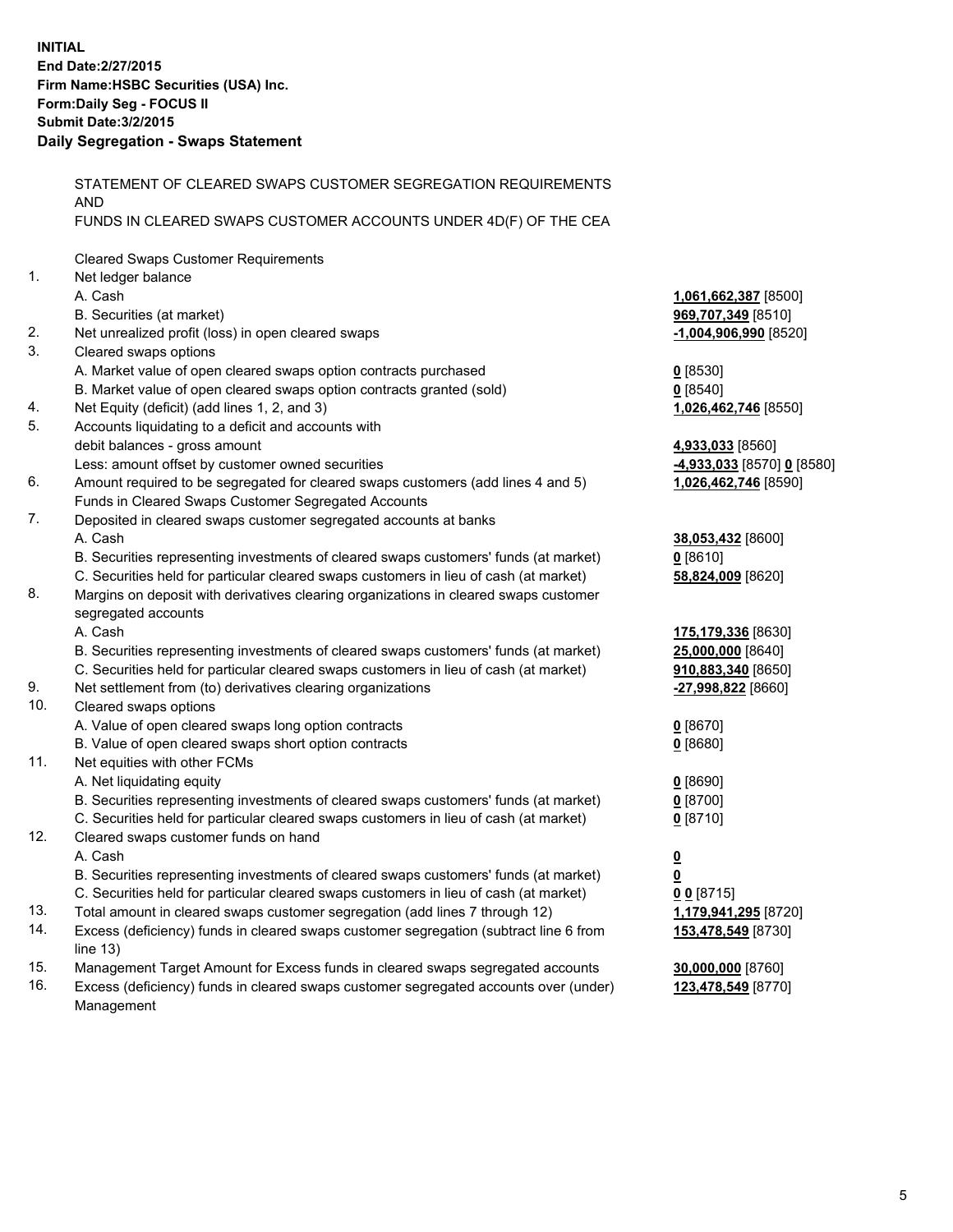**INITIAL**
**End Date:2/27/2015**
**Firm Name:HSBC Securities (USA) Inc.**
**Form:Daily Seg - FOCUS II**
**Submit Date:3/2/2015**
**Daily Segregation - Swaps Statement**

STATEMENT OF CLEARED SWAPS CUSTOMER SEGREGATION REQUIREMENTS AND FUNDS IN CLEARED SWAPS CUSTOMER ACCOUNTS UNDER 4D(F) OF THE CEA

| | | |
|---|---|---|
| | Cleared Swaps Customer Requirements | |
| 1. | Net ledger balance | |
| | A. Cash | **1,061,662,387** [8500] |
| | B. Securities (at market) | **969,707,349** [8510] |
| 2. | Net unrealized profit (loss) in open cleared swaps | **-1,004,906,990** [8520] |
| 3. | Cleared swaps options | |
| | A. Market value of open cleared swaps option contracts purchased | **0** [8530] |
| | B. Market value of open cleared swaps option contracts granted (sold) | **0** [8540] |
| 4. | Net Equity (deficit) (add lines 1, 2, and 3) | **1,026,462,746** [8550] |
| 5. | Accounts liquidating to a deficit and accounts with debit balances - gross amount | **4,933,033** [8560] |
| | Less: amount offset by customer owned securities | **-4,933,033** [8570] **0** [8580] |
| 6. | Amount required to be segregated for cleared swaps customers (add lines 4 and 5) | **1,026,462,746** [8590] |
| | Funds in Cleared Swaps Customer Segregated Accounts | |
| 7. | Deposited in cleared swaps customer segregated accounts at banks | |
| | A. Cash | **38,053,432** [8600] |
| | B. Securities representing investments of cleared swaps customers' funds (at market) | **0** [8610] |
| | C. Securities held for particular cleared swaps customers in lieu of cash (at market) | **58,824,009** [8620] |
| 8. | Margins on deposit with derivatives clearing organizations in cleared swaps customer segregated accounts | |
| | A. Cash | **175,179,336** [8630] |
| | B. Securities representing investments of cleared swaps customers' funds (at market) | **25,000,000** [8640] |
| | C. Securities held for particular cleared swaps customers in lieu of cash (at market) | **910,883,340** [8650] |
| 9. | Net settlement from (to) derivatives clearing organizations | **-27,998,822** [8660] |
| 10. | Cleared swaps options | |
| | A. Value of open cleared swaps long option contracts | **0** [8670] |
| | B. Value of open cleared swaps short option contracts | **0** [8680] |
| 11. | Net equities with other FCMs | |
| | A. Net liquidating equity | **0** [8690] |
| | B. Securities representing investments of cleared swaps customers' funds (at market) | **0** [8700] |
| | C. Securities held for particular cleared swaps customers in lieu of cash (at market) | **0** [8710] |
| 12. | Cleared swaps customer funds on hand | |
| | A. Cash | **0** |
| | B. Securities representing investments of cleared swaps customers' funds (at market) | **0** |
| | C. Securities held for particular cleared swaps customers in lieu of cash (at market) | **0** **0** [8715] |
| 13. | Total amount in cleared swaps customer segregation (add lines 7 through 12) | **1,179,941,295** [8720] |
| 14. | Excess (deficiency) funds in cleared swaps customer segregation (subtract line 6 from line 13) | **153,478,549** [8730] |
| 15. | Management Target Amount for Excess funds in cleared swaps segregated accounts | **30,000,000** [8760] |
| 16. | Excess (deficiency) funds in cleared swaps customer segregated accounts over (under) Management | **123,478,549** [8770] |